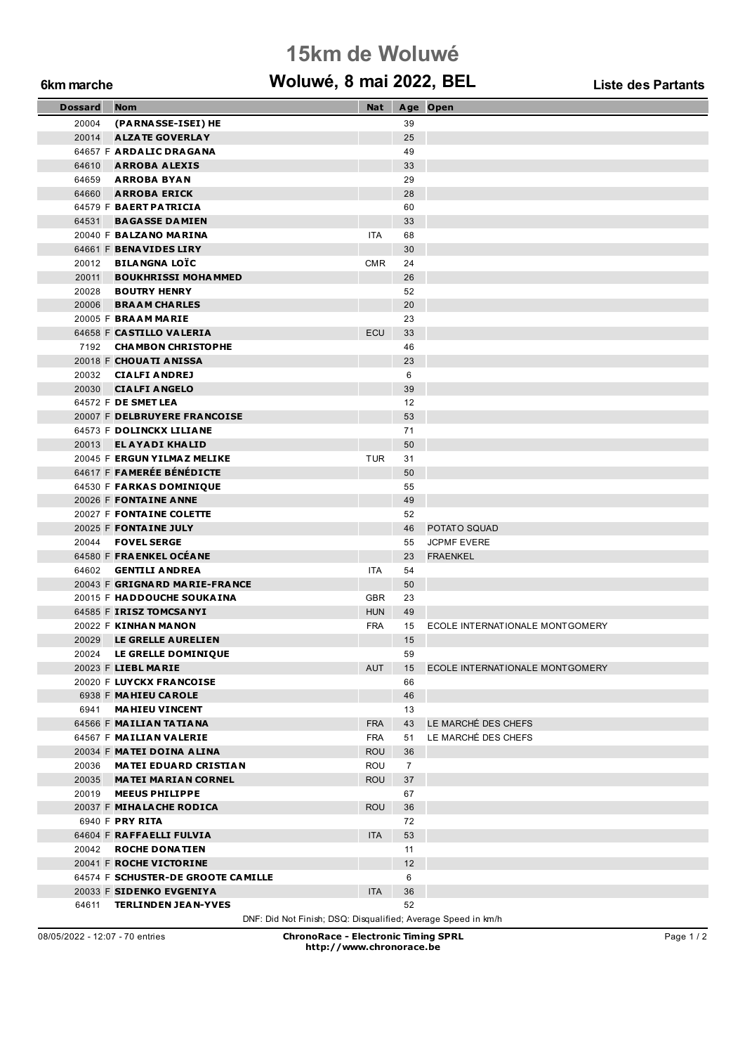# 15km de Woluwé

## Woluwé, 8 mai 2022, BEL

**6km marche** — **Liste des Partants**

| Dossard | | Nom | Nat | Age | Open |
|---|---|---|---|---|---|
| 20004 | | **(PARNASSE-ISEI) HE** | | 39 | |
| 20014 | | **ALZATE GOVERLAY** | | 25 | |
| 64657 | F | **ARDALIC DRAGANA** | | 49 | |
| 64610 | | **ARROBA ALEXIS** | | 33 | |
| 64659 | | **ARROBA BYAN** | | 29 | |
| 64660 | | **ARROBA ERICK** | | 28 | |
| 64579 | F | **BAERT PATRICIA** | | 60 | |
| 64531 | | **BAGASSE DAMIEN** | | 33 | |
| 20040 | F | **BALZANO MARINA** | ITA | 68 | |
| 64661 | F | **BENAVIDES LIRY** | | 30 | |
| 20012 | | **BILANGNA LOÏC** | CMR | 24 | |
| 20011 | | **BOUKHRISSI MOHAMMED** | | 26 | |
| 20028 | | **BOUTRY HENRY** | | 52 | |
| 20006 | | **BRAAM CHARLES** | | 20 | |
| 20005 | F | **BRAAM MARIE** | | 23 | |
| 64658 | F | **CASTILLO VALERIA** | ECU | 33 | |
| 7192 | | **CHAMBON CHRISTOPHE** | | 46 | |
| 20018 | F | **CHOUATI ANISSA** | | 23 | |
| 20032 | | **CIALFI ANDREJ** | | 6 | |
| 20030 | | **CIALFI ANGELO** | | 39 | |
| 64572 | F | **DE SMET LEA** | | 12 | |
| 20007 | F | **DELBRUYERE FRANCOISE** | | 53 | |
| 64573 | F | **DOLINCKX LILIANE** | | 71 | |
| 20013 | | **EL AYADI KHALID** | | 50 | |
| 20045 | F | **ERGUN YILMAZ MELIKE** | TUR | 31 | |
| 64617 | F | **FAMERÉE BÉNÉDICTE** | | 50 | |
| 64530 | F | **FARKAS DOMINIQUE** | | 55 | |
| 20026 | F | **FONTAINE ANNE** | | 49 | |
| 20027 | F | **FONTAINE COLETTE** | | 52 | |
| 20025 | F | **FONTAINE JULY** | | 46 | POTATO SQUAD |
| 20044 | | **FOVEL SERGE** | | 55 | JCPMF EVERE |
| 64580 | F | **FRAENKEL OCÉANE** | | 23 | FRAENKEL |
| 64602 | | **GENTILI ANDREA** | ITA | 54 | |
| 20043 | F | **GRIGNARD MARIE-FRANCE** | | 50 | |
| 20015 | F | **HADDOUCHE SOUKAINA** | GBR | 23 | |
| 64585 | F | **IRISZ TOMCSANYI** | HUN | 49 | |
| 20022 | F | **KINHAN MANON** | FRA | 15 | ECOLE INTERNATIONALE MONTGOMERY |
| 20029 | | **LE GRELLE AURELIEN** | | 15 | |
| 20024 | | **LE GRELLE DOMINIQUE** | | 59 | |
| 20023 | F | **LIEBL MARIE** | AUT | 15 | ECOLE INTERNATIONALE MONTGOMERY |
| 20020 | F | **LUYCKX FRANCOISE** | | 66 | |
| 6938 | F | **MAHIEU CAROLE** | | 46 | |
| 6941 | | **MAHIEU VINCENT** | | 13 | |
| 64566 | F | **MAILIAN TATIANA** | FRA | 43 | LE MARCHÉ DES CHEFS |
| 64567 | F | **MAILIAN VALERIE** | FRA | 51 | LE MARCHÉ DES CHEFS |
| 20034 | F | **MATEI DOINA ALINA** | ROU | 36 | |
| 20036 | | **MATEI EDUARD CRISTIAN** | ROU | 7 | |
| 20035 | | **MATEI MARIAN CORNEL** | ROU | 37 | |
| 20019 | | **MEEUS PHILIPPE** | | 67 | |
| 20037 | F | **MIHALACHE RODICA** | ROU | 36 | |
| 6940 | F | **PRY RITA** | | 72 | |
| 64604 | F | **RAFFAELLI FULVIA** | ITA | 53 | |
| 20042 | | **ROCHE DONATIEN** | | 11 | |
| 20041 | F | **ROCHE VICTORINE** | | 12 | |
| 64574 | F | **SCHUSTER-DE GROOTE CAMILLE** | | 6 | |
| 20033 | F | **SIDENKO EVGENIYA** | ITA | 36 | |
| 64611 | | **TERLINDEN JEAN-YVES** | | 52 | |

DNF: Did Not Finish; DSQ: Disqualified; Average Speed in km/h

08/05/2022 - 12:07 - 70 entries

**ChronoRace - Electronic Timing SPRL**
**http://www.chronorace.be**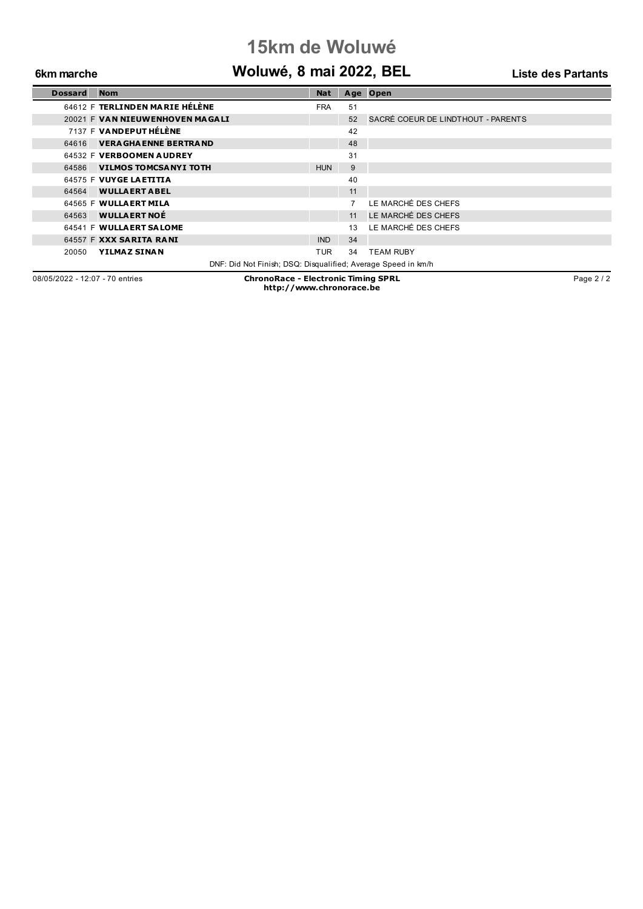# 15km de Woluwé

## Woluwé, 8 mai 2022, BEL

**6km marche**

**Liste des Partants**

| Dossard | | Nom | Nat | Age | Open |
|---|---|---|---|---|---|
| 64612 | F | **TERLINDEN MARIE HÉLÈNE** | FRA | 51 | |
| 20021 | F | **VAN NIEUWENHOVEN MAGALI** | | 52 | SACRÉ COEUR DE LINDTHOUT - PARENTS |
| 7137 | F | **VANDEPUT HÉLÈNE** | | 42 | |
| 64616 | | **VERAGHAENNE BERTRAND** | | 48 | |
| 64532 | F | **VERBOOMEN AUDREY** | | 31 | |
| 64586 | | **VILMOS TOMCSANYI TOTH** | HUN | 9 | |
| 64575 | F | **VUYGE LAETITIA** | | 40 | |
| 64564 | | **WULLAERT ABEL** | | 11 | |
| 64565 | F | **WULLAERT MILA** | | 7 | LE MARCHÉ DES CHEFS |
| 64563 | | **WULLAERT NOÉ** | | 11 | LE MARCHÉ DES CHEFS |
| 64541 | F | **WULLAERT SALOME** | | 13 | LE MARCHÉ DES CHEFS |
| 64557 | F | **XXX SARITA RANI** | IND | 34 | |
| 20050 | | **YILMAZ SINAN** | TUR | 34 | TEAM RUBY |

DNF: Did Not Finish; DSQ: Disqualified; Average Speed in km/h

08/05/2022 - 12:07 - 70 entries

**ChronoRace - Electronic Timing SPRL**
**http://www.chronorace.be**